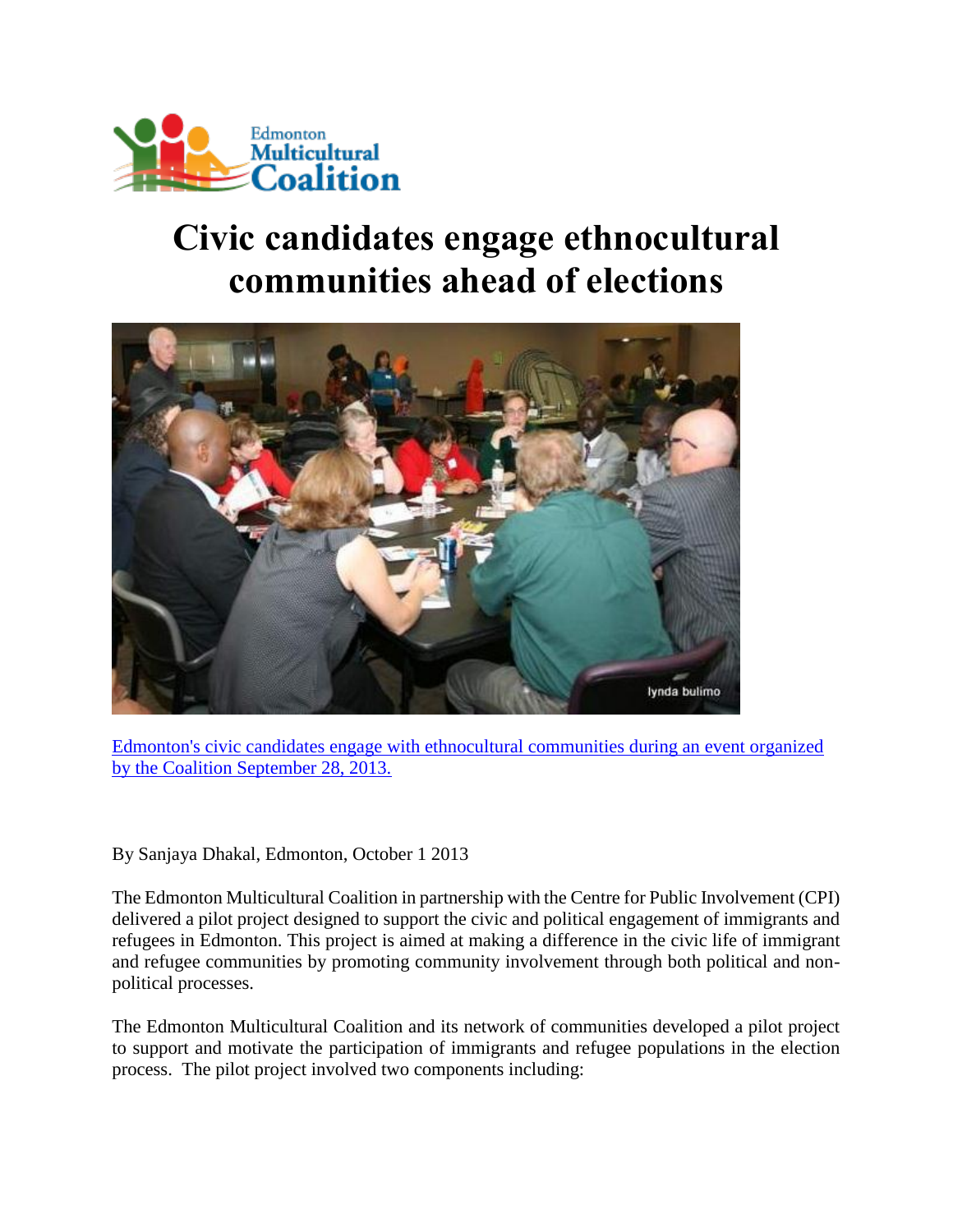# Civic candidates engage ethnocultural communities ahead of elections

Edmonton's civic candidates engage with ethnocultural communities during an event organized by the Coalition September 28, 2013.

By Sanjaya Dhakal, Edmonton, October 1 2013

The Edmonton Multicultural Coalition in partnership with the Centre for Public Involvement (CPI) delivered a pilot project designed to support the civic and political engagement of immigrants and refugees in Edmonton. This project is aimed at making a difference in the civic life of immigrant and refugee communities by promoting community involvement through both political and non-political processes.

The Edmonton Multicultural Coalition and its network of communities developed a pilot project to support and motivate the participation of immigrants and refugee populations in the election process. The pilot project involved two components including: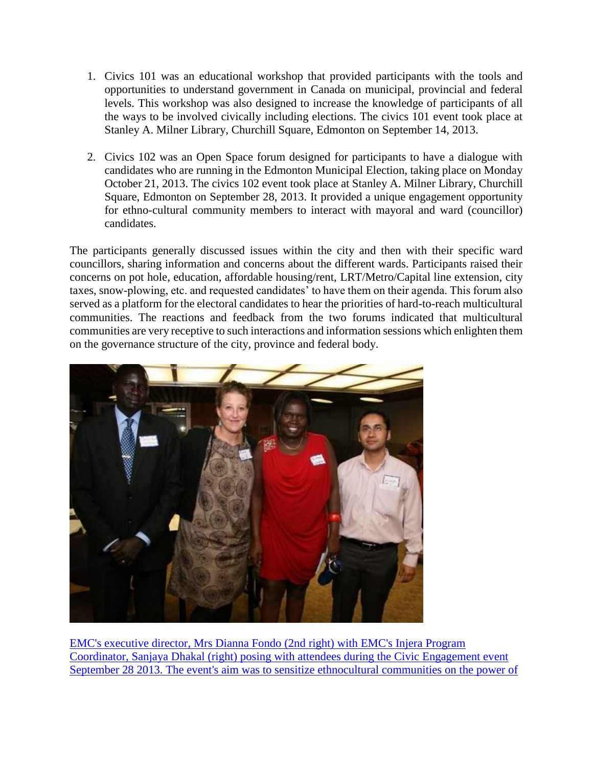1. Civics 101 was an educational workshop that provided participants with the tools and opportunities to understand government in Canada on municipal, provincial and federal levels. This workshop was also designed to increase the knowledge of participants of all the ways to be involved civically including elections. The civics 101 event took place at Stanley A. Milner Library, Churchill Square, Edmonton on September 14, 2013.

2. Civics 102 was an Open Space forum designed for participants to have a dialogue with candidates who are running in the Edmonton Municipal Election, taking place on Monday October 21, 2013. The civics 102 event took place at Stanley A. Milner Library, Churchill Square, Edmonton on September 28, 2013. It provided a unique engagement opportunity for ethno-cultural community members to interact with mayoral and ward (councillor) candidates.

The participants generally discussed issues within the city and then with their specific ward councillors, sharing information and concerns about the different wards. Participants raised their concerns on pot hole, education, affordable housing/rent, LRT/Metro/Capital line extension, city taxes, snow-plowing, etc. and requested candidates' to have them on their agenda. This forum also served as a platform for the electoral candidates to hear the priorities of hard-to-reach multicultural communities. The reactions and feedback from the two forums indicated that multicultural communities are very receptive to such interactions and information sessions which enlighten them on the governance structure of the city, province and federal body.

EMC's executive director, Mrs Dianna Fondo (2nd right) with EMC's Injera Program Coordinator, Sanjaya Dhakal (right) posing with attendees during the Civic Engagement event September 28 2013. The event's aim was to sensitize ethnocultural communities on the power of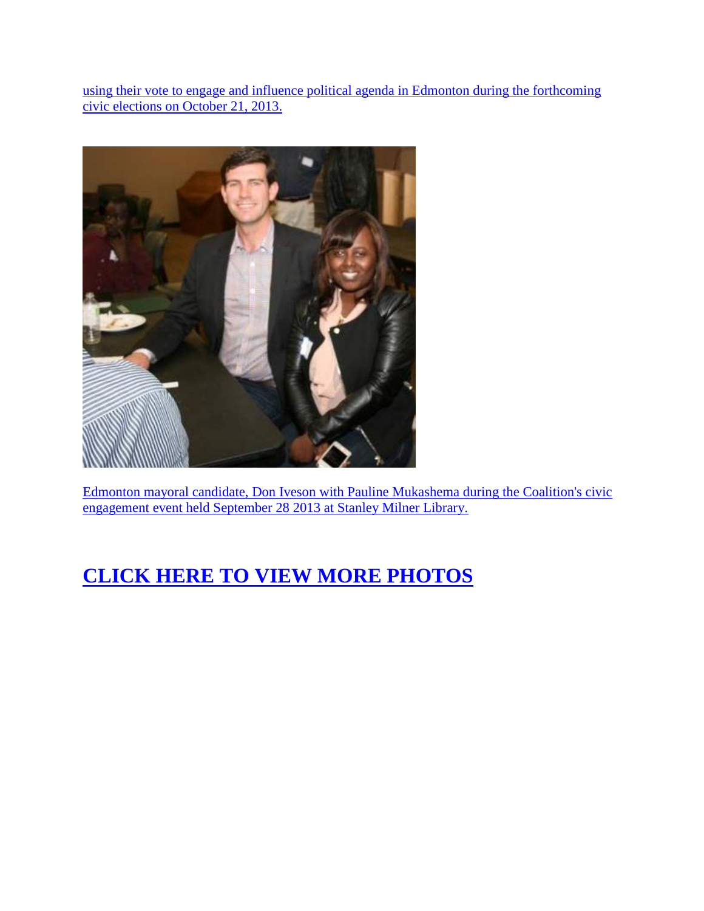using their vote to engage and influence political agenda in Edmonton during the forthcoming civic elections on October 21, 2013.

Edmonton mayoral candidate, Don Iveson with Pauline Mukashema during the Coalition's civic engagement event held September 28 2013 at Stanley Milner Library.

## CLICK HERE TO VIEW MORE PHOTOS